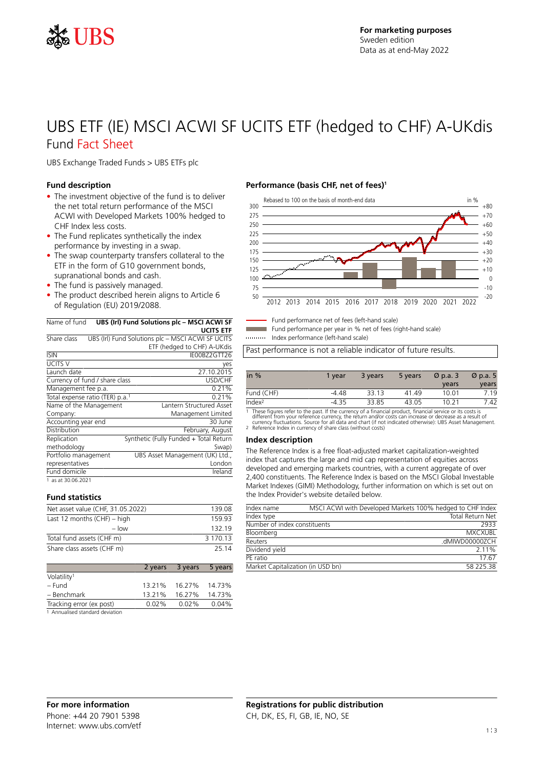**For marketing purposes**
Sweden edition
Data as at end-May 2022

# UBS ETF (IE) MSCI ACWI SF UCITS ETF (hedged to CHF) A-UKdis

## Fund Fact Sheet

UBS Exchange Traded Funds > UBS ETFs plc

### Fund description

- The investment objective of the fund is to deliver the net total return performance of the MSCI ACWI with Developed Markets 100% hedged to CHF Index less costs.
- The Fund replicates synthetically the index performance by investing in a swap.
- The swap counterparty transfers collateral to the ETF in the form of G10 government bonds, supranational bonds and cash.
- The fund is passively managed.
- The product described herein aligns to Article 6 of Regulation (EU) 2019/2088.

| Name of fund | **UBS (Irl) Fund Solutions plc – MSCI ACWI SF UCITS ETF** |
|---|---|
| Share class | UBS (Irl) Fund Solutions plc – MSCI ACWI SF UCITS ETF (hedged to CHF) A-UKdis |
| ISIN | IE00BZ2GTT26 |
| UCITS V | yes |
| Launch date | 27.10.2015 |
| Currency of fund / share class | USD/CHF |
| Management fee p.a. | 0.21% |
| Total expense ratio (TER) p.a.[1] | 0.21% |
| Name of the Management Company: | Lantern Structured Asset Management Limited |
| Accounting year end | 30 June |
| Distribution | February, August |
| Replication methodology | Synthetic (Fully Funded + Total Return Swap) |
| Portfolio management representatives | UBS Asset Management (UK) Ltd., London |
| Fund domicile | Ireland |

1 as at 30.06.2021

### Fund statistics

| | |
|---|---|
| Net asset value (CHF, 31.05.2022) | 139.08 |
| Last 12 months (CHF) – high | 159.93 |
| – low | 132.19 |
| Total fund assets (CHF m) | 3 170.13 |
| Share class assets (CHF m) | 25.14 |

| | 2 years | 3 years | 5 years |
|---|---|---|---|
| Volatility[1] | | | |
| – Fund | 13.21% | 16.27% | 14.73% |
| – Benchmark | 13.21% | 16.27% | 14.73% |
| Tracking error (ex post) | 0.02% | 0.02% | 0.04% |

1 Annualised standard deviation

### Performance (basis CHF, net of fees)[1]

Rebased to 100 on the basis of month-end data

- Fund performance net of fees (left-hand scale)
- Fund performance per year in % net of fees (right-hand scale)
- Index performance (left-hand scale)

Past performance is not a reliable indicator of future results.

| in % | 1 year | 3 years | 5 years | Ø p.a. 3 years | Ø p.a. 5 years |
|---|---|---|---|---|---|
| Fund (CHF) | -4.48 | 33.13 | 41.49 | 10.01 | 7.19 |
| Index[2] | -4.35 | 33.85 | 43.05 | 10.21 | 7.42 |

1 These figures refer to the past. If the currency of a financial product, financial service or its costs is different from your reference currency, the return and/or costs can increase or decrease as a result of currency fluctuations. Source for all data and chart (if not indicated otherwise): UBS Asset Management.
2 Reference Index in currency of share class (without costs)

### Index description

The Reference Index is a free float-adjusted market capitalization-weighted index that captures the large and mid cap representation of equities across developed and emerging markets countries, with a current aggregate of over 2,400 constituents. The Reference Index is based on the MSCI Global Investable Market Indexes (GIMI) Methodology, further information on which is set out on the Index Provider's website detailed below.

| | |
|---|---|
| Index name | MSCI ACWI with Developed Markets 100% hedged to CHF Index |
| Index type | Total Return Net |
| Number of index constituents | 2933 |
| Bloomberg | MXCXUBL |
| Reuters | .dMIWD00000ZCH |
| Dividend yield | 2.11% |
| PE ratio | 17.67 |
| Market Capitalization (in USD bn) | 58 225.38 |

### For more information

Phone: +44 20 7901 5398
Internet: www.ubs.com/etf

### Registrations for public distribution

CH, DK, ES, FI, GB, IE, NO, SE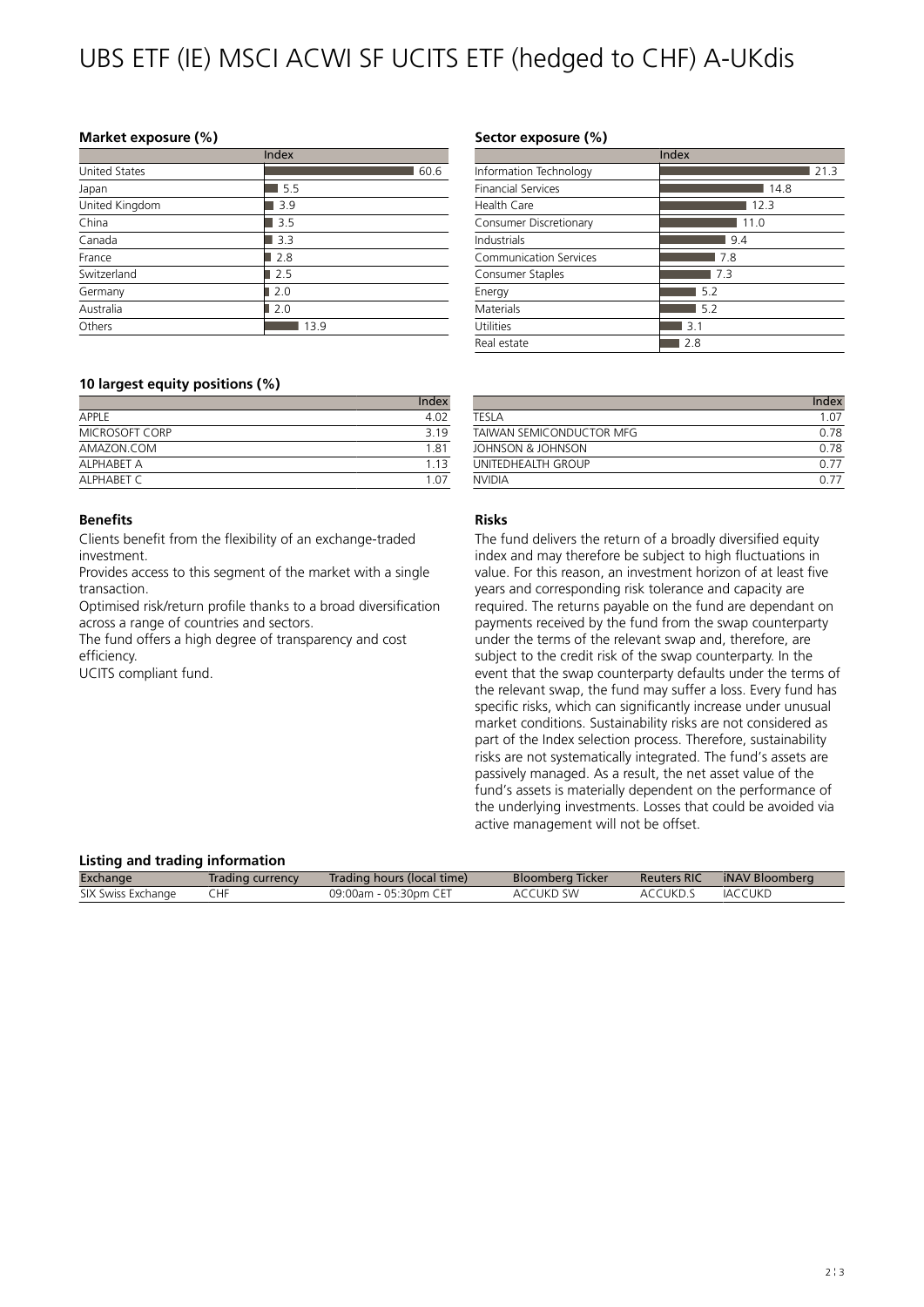# UBS ETF (IE) MSCI ACWI SF UCITS ETF (hedged to CHF) A-UKdis

### Market exposure (%)

| | Index |
|---|---|
| United States | 60.6 |
| Japan | 5.5 |
| United Kingdom | 3.9 |
| China | 3.5 |
| Canada | 3.3 |
| France | 2.8 |
| Switzerland | 2.5 |
| Germany | 2.0 |
| Australia | 2.0 |
| Others | 13.9 |

### Sector exposure (%)

| | Index |
|---|---|
| Information Technology | 21.3 |
| Financial Services | 14.8 |
| Health Care | 12.3 |
| Consumer Discretionary | 11.0 |
| Industrials | 9.4 |
| Communication Services | 7.8 |
| Consumer Staples | 7.3 |
| Energy | 5.2 |
| Materials | 5.2 |
| Utilities | 3.1 |
| Real estate | 2.8 |

### 10 largest equity positions (%)

| | Index |
|---|---|
| APPLE | 4.02 |
| MICROSOFT CORP | 3.19 |
| AMAZON.COM | 1.81 |
| ALPHABET A | 1.13 |
| ALPHABET C | 1.07 |
| TESLA | 1.07 |
| TAIWAN SEMICONDUCTOR MFG | 0.78 |
| JOHNSON & JOHNSON | 0.78 |
| UNITEDHEALTH GROUP | 0.77 |
| NVIDIA | 0.77 |

### Benefits

Clients benefit from the flexibility of an exchange-traded investment.

Provides access to this segment of the market with a single transaction.

Optimised risk/return profile thanks to a broad diversification across a range of countries and sectors.

The fund offers a high degree of transparency and cost efficiency.

UCITS compliant fund.

### Risks

The fund delivers the return of a broadly diversified equity index and may therefore be subject to high fluctuations in value. For this reason, an investment horizon of at least five years and corresponding risk tolerance and capacity are required. The returns payable on the fund are dependant on payments received by the fund from the swap counterparty under the terms of the relevant swap and, therefore, are subject to the credit risk of the swap counterparty. In the event that the swap counterparty defaults under the terms of the relevant swap, the fund may suffer a loss. Every fund has specific risks, which can significantly increase under unusual market conditions. Sustainability risks are not considered as part of the Index selection process. Therefore, sustainability risks are not systematically integrated. The fund's assets are passively managed. As a result, the net asset value of the fund's assets is materially dependent on the performance of the underlying investments. Losses that could be avoided via active management will not be offset.

### Listing and trading information

| Exchange | Trading currency | Trading hours (local time) | Bloomberg Ticker | Reuters RIC | iNAV Bloomberg |
|---|---|---|---|---|---|
| SIX Swiss Exchange | CHF | 09:00am - 05:30pm CET | ACCUKD SW | ACCUKD.S | IACCUKD |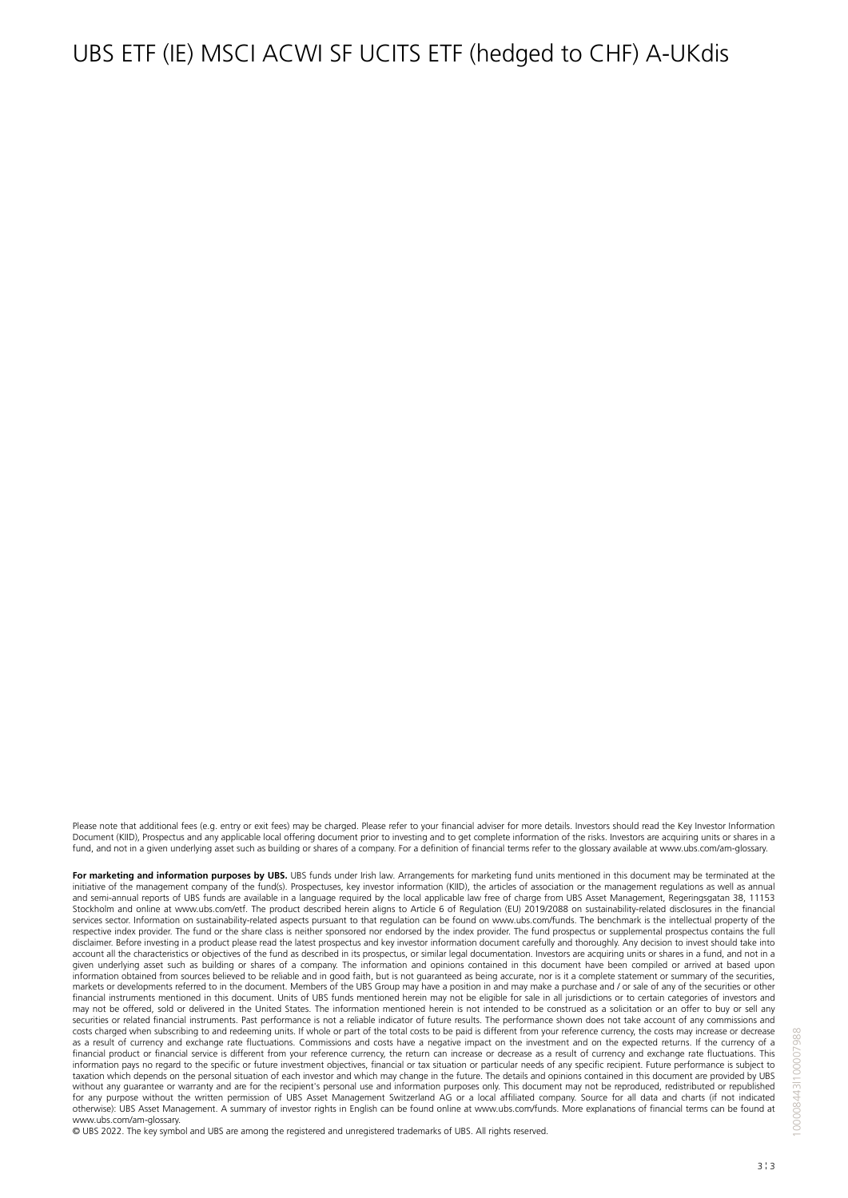# UBS ETF (IE) MSCI ACWI SF UCITS ETF (hedged to CHF) A-UKdis

Please note that additional fees (e.g. entry or exit fees) may be charged. Please refer to your financial adviser for more details. Investors should read the Key Investor Information Document (KIID), Prospectus and any applicable local offering document prior to investing and to get complete information of the risks. Investors are acquiring units or shares in a fund, and not in a given underlying asset such as building or shares of a company. For a definition of financial terms refer to the glossary available at www.ubs.com/am-glossary.

**For marketing and information purposes by UBS.** UBS funds under Irish law. Arrangements for marketing fund units mentioned in this document may be terminated at the initiative of the management company of the fund(s). Prospectuses, key investor information (KIID), the articles of association or the management regulations as well as annual and semi-annual reports of UBS funds are available in a language required by the local applicable law free of charge from UBS Asset Management, Regeringsgatan 38, 11153 Stockholm and online at www.ubs.com/etf. The product described herein aligns to Article 6 of Regulation (EU) 2019/2088 on sustainability-related disclosures in the financial services sector. Information on sustainability-related aspects pursuant to that regulation can be found on www.ubs.com/funds. The benchmark is the intellectual property of the respective index provider. The fund or the share class is neither sponsored nor endorsed by the index provider. The fund prospectus or supplemental prospectus contains the full disclaimer. Before investing in a product please read the latest prospectus and key investor information document carefully and thoroughly. Any decision to invest should take into account all the characteristics or objectives of the fund as described in its prospectus, or similar legal documentation. Investors are acquiring units or shares in a fund, and not in a given underlying asset such as building or shares of a company. The information and opinions contained in this document have been compiled or arrived at based upon information obtained from sources believed to be reliable and in good faith, but is not guaranteed as being accurate, nor is it a complete statement or summary of the securities, markets or developments referred to in the document. Members of the UBS Group may have a position in and may make a purchase and / or sale of any of the securities or other financial instruments mentioned in this document. Units of UBS funds mentioned herein may not be eligible for sale in all jurisdictions or to certain categories of investors and may not be offered, sold or delivered in the United States. The information mentioned herein is not intended to be construed as a solicitation or an offer to buy or sell any securities or related financial instruments. Past performance is not a reliable indicator of future results. The performance shown does not take account of any commissions and costs charged when subscribing to and redeeming units. If whole or part of the total costs to be paid is different from your reference currency, the costs may increase or decrease as a result of currency and exchange rate fluctuations. Commissions and costs have a negative impact on the investment and on the expected returns. If the currency of a financial product or financial service is different from your reference currency, the return can increase or decrease as a result of currency and exchange rate fluctuations. This information pays no regard to the specific or future investment objectives, financial or tax situation or particular needs of any specific recipient. Future performance is subject to taxation which depends on the personal situation of each investor and which may change in the future. The details and opinions contained in this document are provided by UBS without any guarantee or warranty and are for the recipient's personal use and information purposes only. This document may not be reproduced, redistributed or republished for any purpose without the written permission of UBS Asset Management Switzerland AG or a local affiliated company. Source for all data and charts (if not indicated otherwise): UBS Asset Management. A summary of investor rights in English can be found online at www.ubs.com/funds. More explanations of financial terms can be found at www.ubs.com/am-glossary.

© UBS 2022. The key symbol and UBS are among the registered and unregistered trademarks of UBS. All rights reserved.